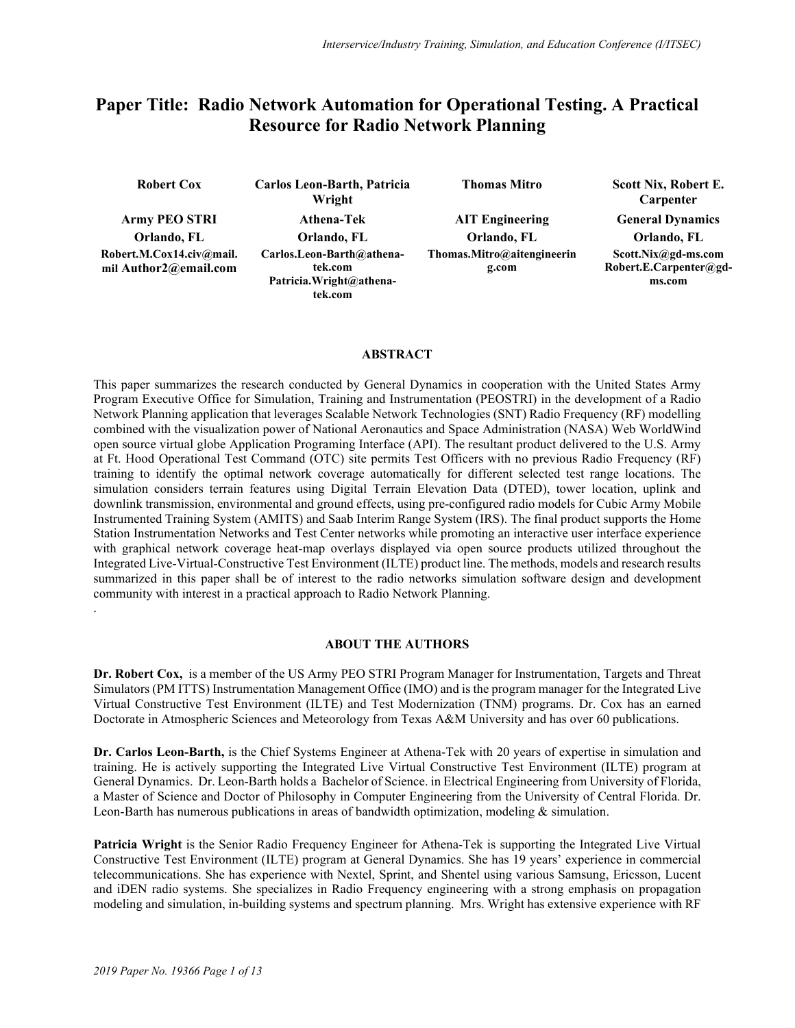# Paper Title: Radio Network Automation for Operational Testing. A Practical Resource for Radio Network Planning

| Robert Cox | Carlos Leon-Barth, Patricia Wright | Thomas Mitro | Scott Nix, Robert E. Carpenter |
|---|---|---|---|
| **Army PEO STRI** | **Athena-Tek** | **AIT Engineering** | **General Dynamics** |
| **Orlando, FL** | **Orlando, FL** | **Orlando, FL** | **Orlando, FL** |
| Robert.M.Cox14.civ@mail.mil Author2@email.com | Carlos.Leon-Barth@athena-tek.com Patricia.Wright@athena-tek.com | Thomas.Mitro@aitengineering.com | Scott.Nix@gd-ms.com Robert.E.Carpenter@gd-ms.com |

## ABSTRACT

This paper summarizes the research conducted by General Dynamics in cooperation with the United States Army Program Executive Office for Simulation, Training and Instrumentation (PEOSTRI) in the development of a Radio Network Planning application that leverages Scalable Network Technologies (SNT) Radio Frequency (RF) modelling combined with the visualization power of National Aeronautics and Space Administration (NASA) Web WorldWind open source virtual globe Application Programing Interface (API). The resultant product delivered to the U.S. Army at Ft. Hood Operational Test Command (OTC) site permits Test Officers with no previous Radio Frequency (RF) training to identify the optimal network coverage automatically for different selected test range locations. The simulation considers terrain features using Digital Terrain Elevation Data (DTED), tower location, uplink and downlink transmission, environmental and ground effects, using pre-configured radio models for Cubic Army Mobile Instrumented Training System (AMITS) and Saab Interim Range System (IRS). The final product supports the Home Station Instrumentation Networks and Test Center networks while promoting an interactive user interface experience with graphical network coverage heat-map overlays displayed via open source products utilized throughout the Integrated Live-Virtual-Constructive Test Environment (ILTE) product line. The methods, models and research results summarized in this paper shall be of interest to the radio networks simulation software design and development community with interest in a practical approach to Radio Network Planning.

.

## ABOUT THE AUTHORS

**Dr. Robert Cox,** is a member of the US Army PEO STRI Program Manager for Instrumentation, Targets and Threat Simulators (PM ITTS) Instrumentation Management Office (IMO) and is the program manager for the Integrated Live Virtual Constructive Test Environment (ILTE) and Test Modernization (TNM) programs. Dr. Cox has an earned Doctorate in Atmospheric Sciences and Meteorology from Texas A&M University and has over 60 publications.

**Dr. Carlos Leon-Barth,** is the Chief Systems Engineer at Athena-Tek with 20 years of expertise in simulation and training. He is actively supporting the Integrated Live Virtual Constructive Test Environment (ILTE) program at General Dynamics. Dr. Leon-Barth holds a Bachelor of Science. in Electrical Engineering from University of Florida, a Master of Science and Doctor of Philosophy in Computer Engineering from the University of Central Florida. Dr. Leon-Barth has numerous publications in areas of bandwidth optimization, modeling & simulation.

**Patricia Wright** is the Senior Radio Frequency Engineer for Athena-Tek is supporting the Integrated Live Virtual Constructive Test Environment (ILTE) program at General Dynamics. She has 19 years' experience in commercial telecommunications. She has experience with Nextel, Sprint, and Shentel using various Samsung, Ericsson, Lucent and iDEN radio systems. She specializes in Radio Frequency engineering with a strong emphasis on propagation modeling and simulation, in-building systems and spectrum planning. Mrs. Wright has extensive experience with RF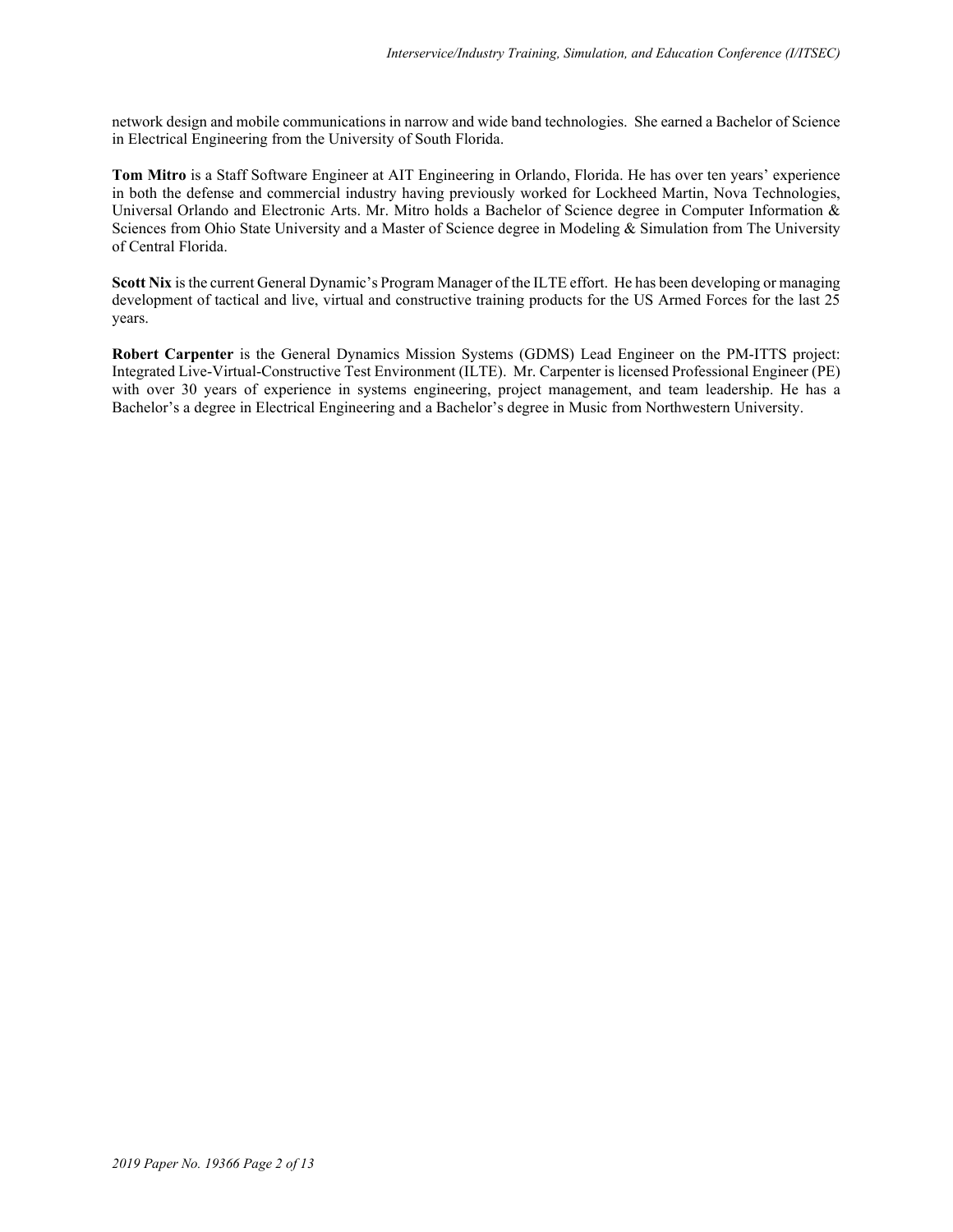network design and mobile communications in narrow and wide band technologies. She earned a Bachelor of Science in Electrical Engineering from the University of South Florida.

**Tom Mitro** is a Staff Software Engineer at AIT Engineering in Orlando, Florida. He has over ten years' experience in both the defense and commercial industry having previously worked for Lockheed Martin, Nova Technologies, Universal Orlando and Electronic Arts. Mr. Mitro holds a Bachelor of Science degree in Computer Information & Sciences from Ohio State University and a Master of Science degree in Modeling & Simulation from The University of Central Florida.

**Scott Nix** is the current General Dynamic's Program Manager of the ILTE effort. He has been developing or managing development of tactical and live, virtual and constructive training products for the US Armed Forces for the last 25 years.

**Robert Carpenter** is the General Dynamics Mission Systems (GDMS) Lead Engineer on the PM-ITTS project: Integrated Live-Virtual-Constructive Test Environment (ILTE). Mr. Carpenter is licensed Professional Engineer (PE) with over 30 years of experience in systems engineering, project management, and team leadership. He has a Bachelor's a degree in Electrical Engineering and a Bachelor's degree in Music from Northwestern University.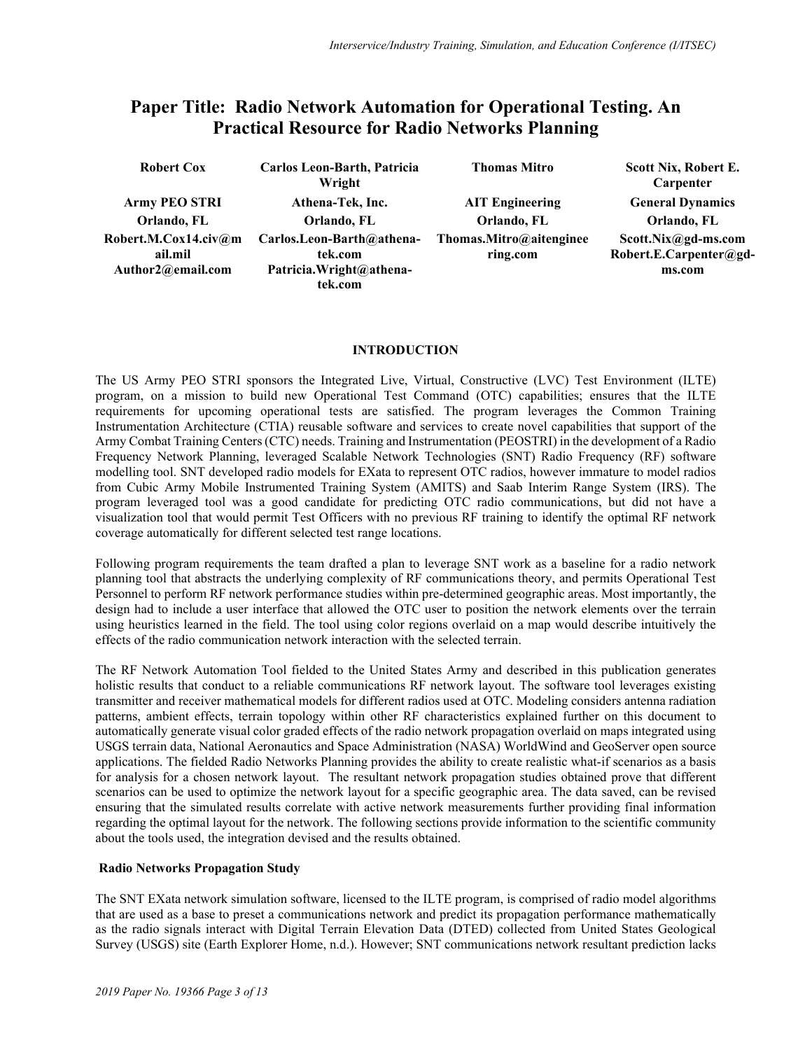# Paper Title: Radio Network Automation for Operational Testing. An Practical Resource for Radio Networks Planning

| Robert Cox | Carlos Leon-Barth, Patricia Wright | Thomas Mitro | Scott Nix, Robert E. Carpenter |
|---|---|---|---|
| Army PEO STRI | Athena-Tek, Inc. | AIT Engineering | General Dynamics |
| Orlando, FL | Orlando, FL | Orlando, FL | Orlando, FL |
| Robert.M.Cox14.civ@mail.mil<br>Author2@email.com | Carlos.Leon-Barth@athena-tek.com<br>Patricia.Wright@athena-tek.com | Thomas.Mitro@aitengineering.com | Scott.Nix@gd-ms.com<br>Robert.E.Carpenter@gd-ms.com |

## INTRODUCTION

The US Army PEO STRI sponsors the Integrated Live, Virtual, Constructive (LVC) Test Environment (ILTE) program, on a mission to build new Operational Test Command (OTC) capabilities; ensures that the ILTE requirements for upcoming operational tests are satisfied. The program leverages the Common Training Instrumentation Architecture (CTIA) reusable software and services to create novel capabilities that support of the Army Combat Training Centers (CTC) needs. Training and Instrumentation (PEOSTRI) in the development of a Radio Frequency Network Planning, leveraged Scalable Network Technologies (SNT) Radio Frequency (RF) software modelling tool. SNT developed radio models for EXata to represent OTC radios, however immature to model radios from Cubic Army Mobile Instrumented Training System (AMITS) and Saab Interim Range System (IRS). The program leveraged tool was a good candidate for predicting OTC radio communications, but did not have a visualization tool that would permit Test Officers with no previous RF training to identify the optimal RF network coverage automatically for different selected test range locations.

Following program requirements the team drafted a plan to leverage SNT work as a baseline for a radio network planning tool that abstracts the underlying complexity of RF communications theory, and permits Operational Test Personnel to perform RF network performance studies within pre-determined geographic areas. Most importantly, the design had to include a user interface that allowed the OTC user to position the network elements over the terrain using heuristics learned in the field. The tool using color regions overlaid on a map would describe intuitively the effects of the radio communication network interaction with the selected terrain.

The RF Network Automation Tool fielded to the United States Army and described in this publication generates holistic results that conduct to a reliable communications RF network layout. The software tool leverages existing transmitter and receiver mathematical models for different radios used at OTC. Modeling considers antenna radiation patterns, ambient effects, terrain topology within other RF characteristics explained further on this document to automatically generate visual color graded effects of the radio network propagation overlaid on maps integrated using USGS terrain data, National Aeronautics and Space Administration (NASA) WorldWind and GeoServer open source applications. The fielded Radio Networks Planning provides the ability to create realistic what-if scenarios as a basis for analysis for a chosen network layout. The resultant network propagation studies obtained prove that different scenarios can be used to optimize the network layout for a specific geographic area. The data saved, can be revised ensuring that the simulated results correlate with active network measurements further providing final information regarding the optimal layout for the network. The following sections provide information to the scientific community about the tools used, the integration devised and the results obtained.

### Radio Networks Propagation Study

The SNT EXata network simulation software, licensed to the ILTE program, is comprised of radio model algorithms that are used as a base to preset a communications network and predict its propagation performance mathematically as the radio signals interact with Digital Terrain Elevation Data (DTED) collected from United States Geological Survey (USGS) site (Earth Explorer Home, n.d.). However; SNT communications network resultant prediction lacks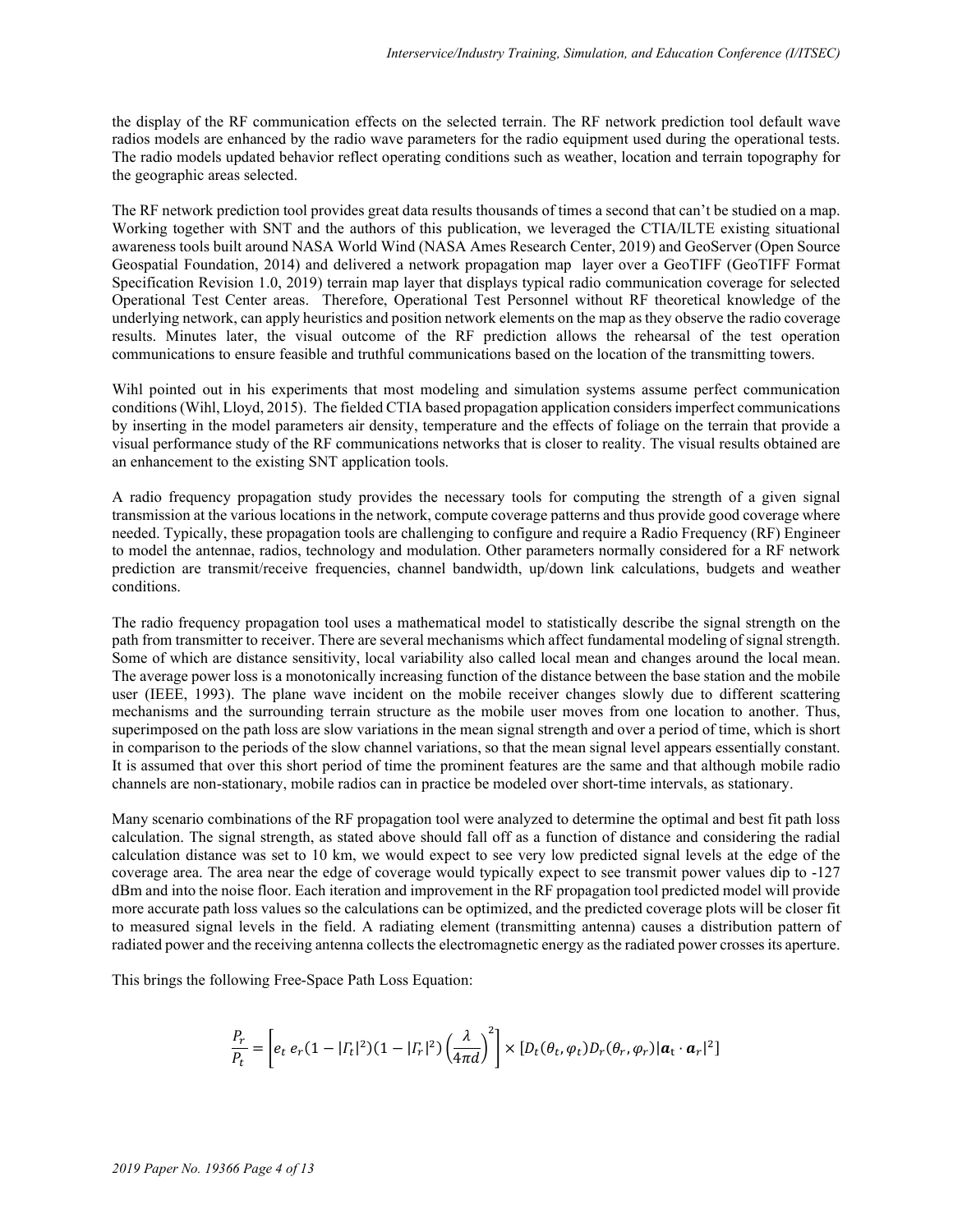the display of the RF communication effects on the selected terrain. The RF network prediction tool default wave radios models are enhanced by the radio wave parameters for the radio equipment used during the operational tests. The radio models updated behavior reflect operating conditions such as weather, location and terrain topography for the geographic areas selected.

The RF network prediction tool provides great data results thousands of times a second that can't be studied on a map. Working together with SNT and the authors of this publication, we leveraged the CTIA/ILTE existing situational awareness tools built around NASA World Wind (NASA Ames Research Center, 2019) and GeoServer (Open Source Geospatial Foundation, 2014) and delivered a network propagation map layer over a GeoTIFF (GeoTIFF Format Specification Revision 1.0, 2019) terrain map layer that displays typical radio communication coverage for selected Operational Test Center areas. Therefore, Operational Test Personnel without RF theoretical knowledge of the underlying network, can apply heuristics and position network elements on the map as they observe the radio coverage results. Minutes later, the visual outcome of the RF prediction allows the rehearsal of the test operation communications to ensure feasible and truthful communications based on the location of the transmitting towers.

Wihl pointed out in his experiments that most modeling and simulation systems assume perfect communication conditions (Wihl, Lloyd, 2015). The fielded CTIA based propagation application considers imperfect communications by inserting in the model parameters air density, temperature and the effects of foliage on the terrain that provide a visual performance study of the RF communications networks that is closer to reality. The visual results obtained are an enhancement to the existing SNT application tools.

A radio frequency propagation study provides the necessary tools for computing the strength of a given signal transmission at the various locations in the network, compute coverage patterns and thus provide good coverage where needed. Typically, these propagation tools are challenging to configure and require a Radio Frequency (RF) Engineer to model the antennae, radios, technology and modulation. Other parameters normally considered for a RF network prediction are transmit/receive frequencies, channel bandwidth, up/down link calculations, budgets and weather conditions.

The radio frequency propagation tool uses a mathematical model to statistically describe the signal strength on the path from transmitter to receiver. There are several mechanisms which affect fundamental modeling of signal strength. Some of which are distance sensitivity, local variability also called local mean and changes around the local mean. The average power loss is a monotonically increasing function of the distance between the base station and the mobile user (IEEE, 1993). The plane wave incident on the mobile receiver changes slowly due to different scattering mechanisms and the surrounding terrain structure as the mobile user moves from one location to another. Thus, superimposed on the path loss are slow variations in the mean signal strength and over a period of time, which is short in comparison to the periods of the slow channel variations, so that the mean signal level appears essentially constant. It is assumed that over this short period of time the prominent features are the same and that although mobile radio channels are non-stationary, mobile radios can in practice be modeled over short-time intervals, as stationary.

Many scenario combinations of the RF propagation tool were analyzed to determine the optimal and best fit path loss calculation. The signal strength, as stated above should fall off as a function of distance and considering the radial calculation distance was set to 10 km, we would expect to see very low predicted signal levels at the edge of the coverage area. The area near the edge of coverage would typically expect to see transmit power values dip to -127 dBm and into the noise floor. Each iteration and improvement in the RF propagation tool predicted model will provide more accurate path loss values so the calculations can be optimized, and the predicted coverage plots will be closer fit to measured signal levels in the field. A radiating element (transmitting antenna) causes a distribution pattern of radiated power and the receiving antenna collects the electromagnetic energy as the radiated power crosses its aperture.

This brings the following Free-Space Path Loss Equation:

$$\frac{P_r}{P_t} = \left[ e_t \, e_r (1 - |\Gamma_t|^2)(1 - |\Gamma_r|^2) \left( \frac{\lambda}{4\pi d} \right)^2 \right] \times [D_t(\theta_t, \varphi_t) D_r(\theta_r, \varphi_r) |\boldsymbol{a}_t \cdot \boldsymbol{a}_r|^2]$$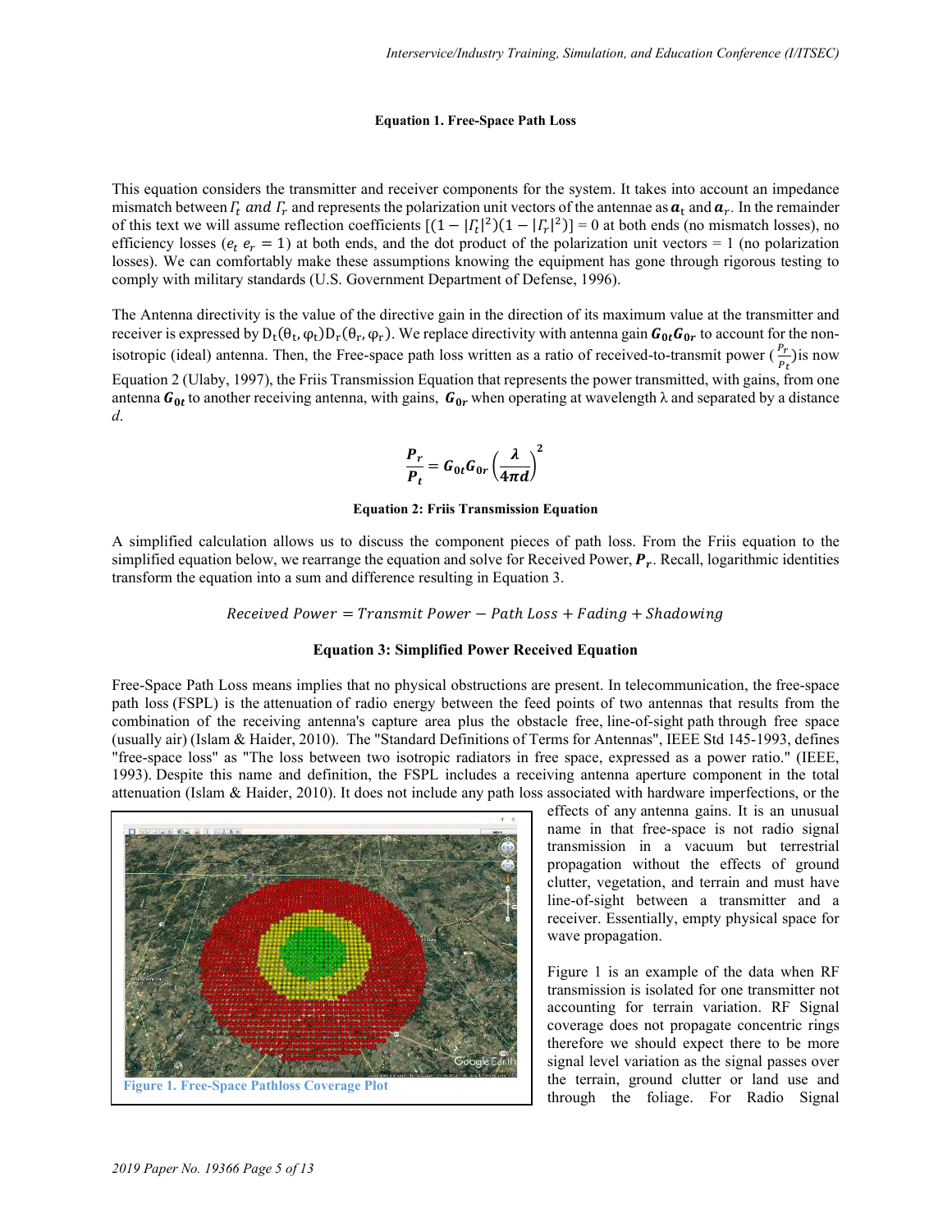**Equation 1. Free-Space Path Loss**

This equation considers the transmitter and receiver components for the system. It takes into account an impedance mismatch between $\Gamma_t$ *and* $\Gamma_r$ and represents the polarization unit vectors of the antennae as $\boldsymbol{a}_t$ and $\boldsymbol{a}_r$. In the remainder of this text we will assume reflection coefficients $[(1 - |\Gamma_t|^2)(1 - |\Gamma_r|^2)] = 0$ at both ends (no mismatch losses), no efficiency losses ($e_t\ e_r = 1$) at both ends, and the dot product of the polarization unit vectors = 1 (no polarization losses). We can comfortably make these assumptions knowing the equipment has gone through rigorous testing to comply with military standards (U.S. Government Department of Defense, 1996).

The Antenna directivity is the value of the directive gain in the direction of its maximum value at the transmitter and receiver is expressed by $D_t(\theta_t, \varphi_t)D_r(\theta_r, \varphi_r)$. We replace directivity with antenna gain $\boldsymbol{G_{0t}G_{0r}}$ to account for the non-isotropic (ideal) antenna. Then, the Free-space path loss written as a ratio of received-to-transmit power ($\frac{P_r}{P_t}$)is now Equation 2 (Ulaby, 1997), the Friis Transmission Equation that represents the power transmitted, with gains, from one antenna $\boldsymbol{G_{0t}}$ to another receiving antenna, with gains, $\boldsymbol{G_{0r}}$ when operating at wavelength λ and separated by a distance *d*.

$$\frac{P_r}{P_t} = G_{0t}G_{0r}\left(\frac{\lambda}{4\pi d}\right)^2$$

**Equation 2: Friis Transmission Equation**

A simplified calculation allows us to discuss the component pieces of path loss. From the Friis equation to the simplified equation below, we rearrange the equation and solve for Received Power, $\boldsymbol{P_r}$. Recall, logarithmic identities transform the equation into a sum and difference resulting in Equation 3.

$$Received\ Power = Transmit\ Power - Path\ Loss + Fading + Shadowing$$

**Equation 3: Simplified Power Received Equation**

Free-Space Path Loss means implies that no physical obstructions are present. In telecommunication, the free-space path loss (FSPL) is the attenuation of radio energy between the feed points of two antennas that results from the combination of the receiving antenna's capture area plus the obstacle free, line-of-sight path through free space (usually air) (Islam & Haider, 2010). The "Standard Definitions of Terms for Antennas", IEEE Std 145-1993, defines "free-space loss" as "The loss between two isotropic radiators in free space, expressed as a power ratio." (IEEE, 1993). Despite this name and definition, the FSPL includes a receiving antenna aperture component in the total attenuation (Islam & Haider, 2010). It does not include any path loss associated with hardware imperfections, or the effects of any antenna gains. It is an unusual name in that free-space is not radio signal transmission in a vacuum but terrestrial propagation without the effects of ground clutter, vegetation, and terrain and must have line-of-sight between a transmitter and a receiver. Essentially, empty physical space for wave propagation.

**Figure 1. Free-Space Pathloss Coverage Plot**

Figure 1 is an example of the data when RF transmission is isolated for one transmitter not accounting for terrain variation. RF Signal coverage does not propagate concentric rings therefore we should expect there to be more signal level variation as the signal passes over the terrain, ground clutter or land use and through the foliage. For Radio Signal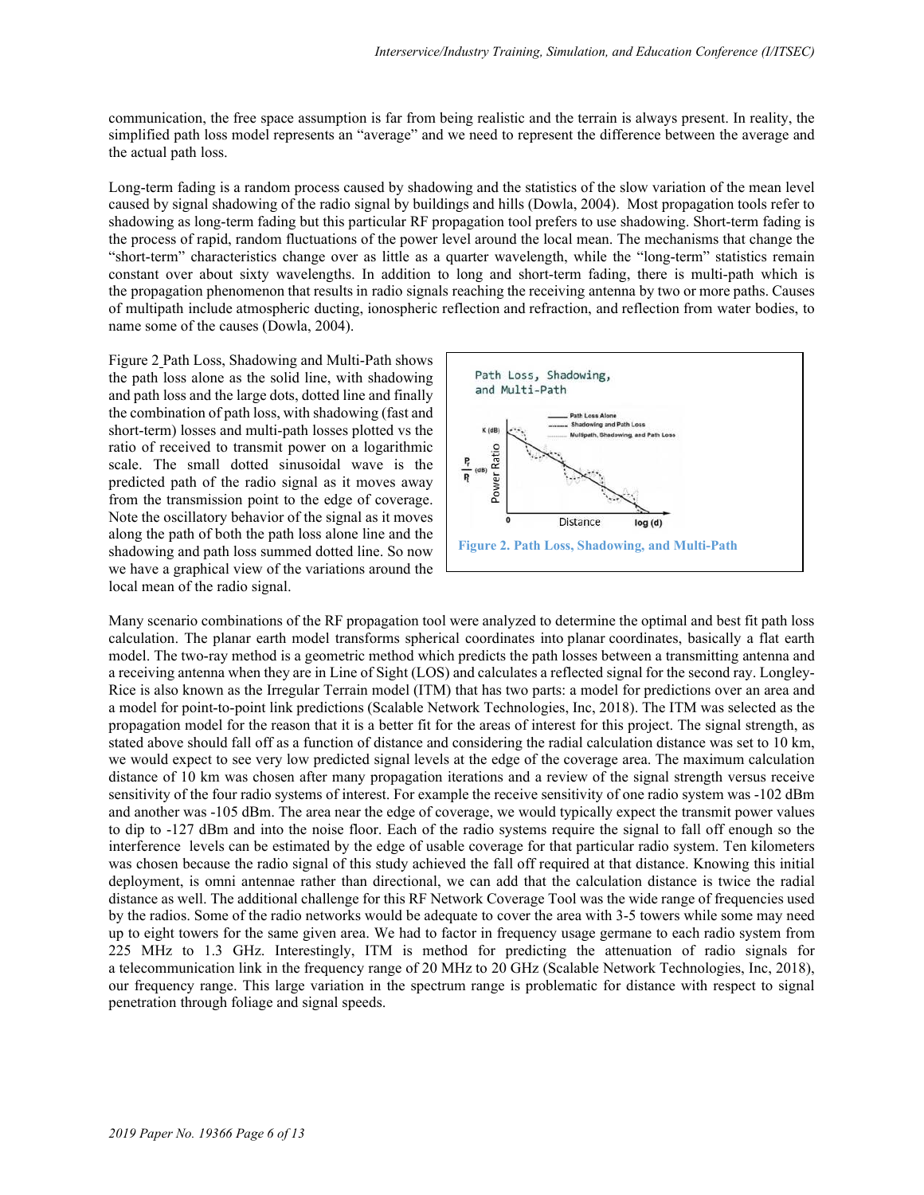communication, the free space assumption is far from being realistic and the terrain is always present. In reality, the simplified path loss model represents an "average" and we need to represent the difference between the average and the actual path loss.

Long-term fading is a random process caused by shadowing and the statistics of the slow variation of the mean level caused by signal shadowing of the radio signal by buildings and hills (Dowla, 2004). Most propagation tools refer to shadowing as long-term fading but this particular RF propagation tool prefers to use shadowing. Short-term fading is the process of rapid, random fluctuations of the power level around the local mean. The mechanisms that change the "short-term" characteristics change over as little as a quarter wavelength, while the "long-term" statistics remain constant over about sixty wavelengths. In addition to long and short-term fading, there is multi-path which is the propagation phenomenon that results in radio signals reaching the receiving antenna by two or more paths. Causes of multipath include atmospheric ducting, ionospheric reflection and refraction, and reflection from water bodies, to name some of the causes (Dowla, 2004).

Figure 2 Path Loss, Shadowing and Multi-Path shows the path loss alone as the solid line, with shadowing and path loss and the large dots, dotted line and finally the combination of path loss, with shadowing (fast and short-term) losses and multi-path losses plotted vs the ratio of received to transmit power on a logarithmic scale. The small dotted sinusoidal wave is the predicted path of the radio signal as it moves away from the transmission point to the edge of coverage. Note the oscillatory behavior of the signal as it moves along the path of both the path loss alone line and the shadowing and path loss summed dotted line. So now we have a graphical view of the variations around the local mean of the radio signal.

**Figure 2. Path Loss, Shadowing, and Multi-Path**

Many scenario combinations of the RF propagation tool were analyzed to determine the optimal and best fit path loss calculation. The planar earth model transforms spherical coordinates into planar coordinates, basically a flat earth model. The two-ray method is a geometric method which predicts the path losses between a transmitting antenna and a receiving antenna when they are in Line of Sight (LOS) and calculates a reflected signal for the second ray. Longley-Rice is also known as the Irregular Terrain model (ITM) that has two parts: a model for predictions over an area and a model for point-to-point link predictions (Scalable Network Technologies, Inc, 2018). The ITM was selected as the propagation model for the reason that it is a better fit for the areas of interest for this project. The signal strength, as stated above should fall off as a function of distance and considering the radial calculation distance was set to 10 km, we would expect to see very low predicted signal levels at the edge of the coverage area. The maximum calculation distance of 10 km was chosen after many propagation iterations and a review of the signal strength versus receive sensitivity of the four radio systems of interest. For example the receive sensitivity of one radio system was -102 dBm and another was -105 dBm. The area near the edge of coverage, we would typically expect the transmit power values to dip to -127 dBm and into the noise floor. Each of the radio systems require the signal to fall off enough so the interference levels can be estimated by the edge of usable coverage for that particular radio system. Ten kilometers was chosen because the radio signal of this study achieved the fall off required at that distance. Knowing this initial deployment, is omni antennae rather than directional, we can add that the calculation distance is twice the radial distance as well. The additional challenge for this RF Network Coverage Tool was the wide range of frequencies used by the radios. Some of the radio networks would be adequate to cover the area with 3-5 towers while some may need up to eight towers for the same given area. We had to factor in frequency usage germane to each radio system from 225 MHz to 1.3 GHz. Interestingly, ITM is method for predicting the attenuation of radio signals for a telecommunication link in the frequency range of 20 MHz to 20 GHz (Scalable Network Technologies, Inc, 2018), our frequency range. This large variation in the spectrum range is problematic for distance with respect to signal penetration through foliage and signal speeds.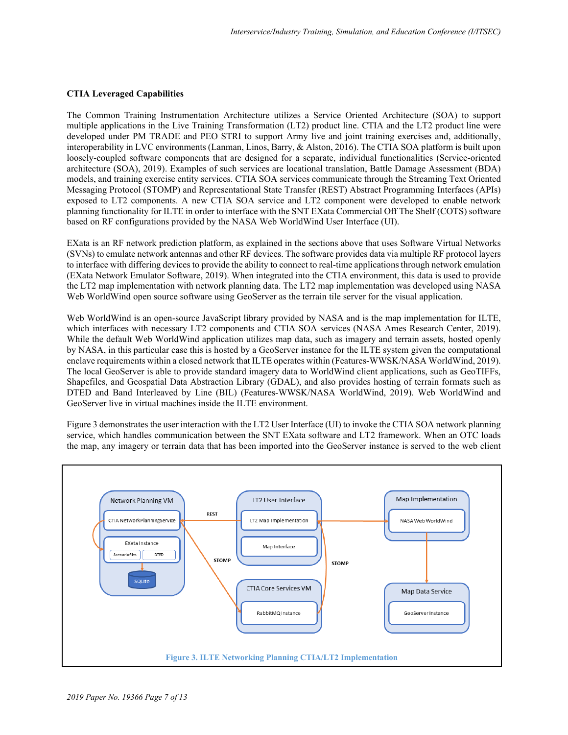**CTIA Leveraged Capabilities**

The Common Training Instrumentation Architecture utilizes a Service Oriented Architecture (SOA) to support multiple applications in the Live Training Transformation (LT2) product line. CTIA and the LT2 product line were developed under PM TRADE and PEO STRI to support Army live and joint training exercises and, additionally, interoperability in LVC environments (Lanman, Linos, Barry, & Alston, 2016). The CTIA SOA platform is built upon loosely-coupled software components that are designed for a separate, individual functionalities (Service-oriented architecture (SOA), 2019). Examples of such services are locational translation, Battle Damage Assessment (BDA) models, and training exercise entity services. CTIA SOA services communicate through the Streaming Text Oriented Messaging Protocol (STOMP) and Representational State Transfer (REST) Abstract Programming Interfaces (APIs) exposed to LT2 components. A new CTIA SOA service and LT2 component were developed to enable network planning functionality for ILTE in order to interface with the SNT EXata Commercial Off The Shelf (COTS) software based on RF configurations provided by the NASA Web WorldWind User Interface (UI).

EXata is an RF network prediction platform, as explained in the sections above that uses Software Virtual Networks (SVNs) to emulate network antennas and other RF devices. The software provides data via multiple RF protocol layers to interface with differing devices to provide the ability to connect to real-time applications through network emulation (EXata Network Emulator Software, 2019). When integrated into the CTIA environment, this data is used to provide the LT2 map implementation with network planning data. The LT2 map implementation was developed using NASA Web WorldWind open source software using GeoServer as the terrain tile server for the visual application.

Web WorldWind is an open-source JavaScript library provided by NASA and is the map implementation for ILTE, which interfaces with necessary LT2 components and CTIA SOA services (NASA Ames Research Center, 2019). While the default Web WorldWind application utilizes map data, such as imagery and terrain assets, hosted openly by NASA, in this particular case this is hosted by a GeoServer instance for the ILTE system given the computational enclave requirements within a closed network that ILTE operates within (Features-WWSK/NASA WorldWind, 2019). The local GeoServer is able to provide standard imagery data to WorldWind client applications, such as GeoTIFFs, Shapefiles, and Geospatial Data Abstraction Library (GDAL), and also provides hosting of terrain formats such as DTED and Band Interleaved by Line (BIL) (Features-WWSK/NASA WorldWind, 2019). Web WorldWind and GeoServer live in virtual machines inside the ILTE environment.

Figure 3 demonstrates the user interaction with the LT2 User Interface (UI) to invoke the CTIA SOA network planning service, which handles communication between the SNT EXata software and LT2 framework. When an OTC loads the map, any imagery or terrain data that has been imported into the GeoServer instance is served to the web client

**Figure 3. ILTE Networking Planning CTIA/LT2 Implementation**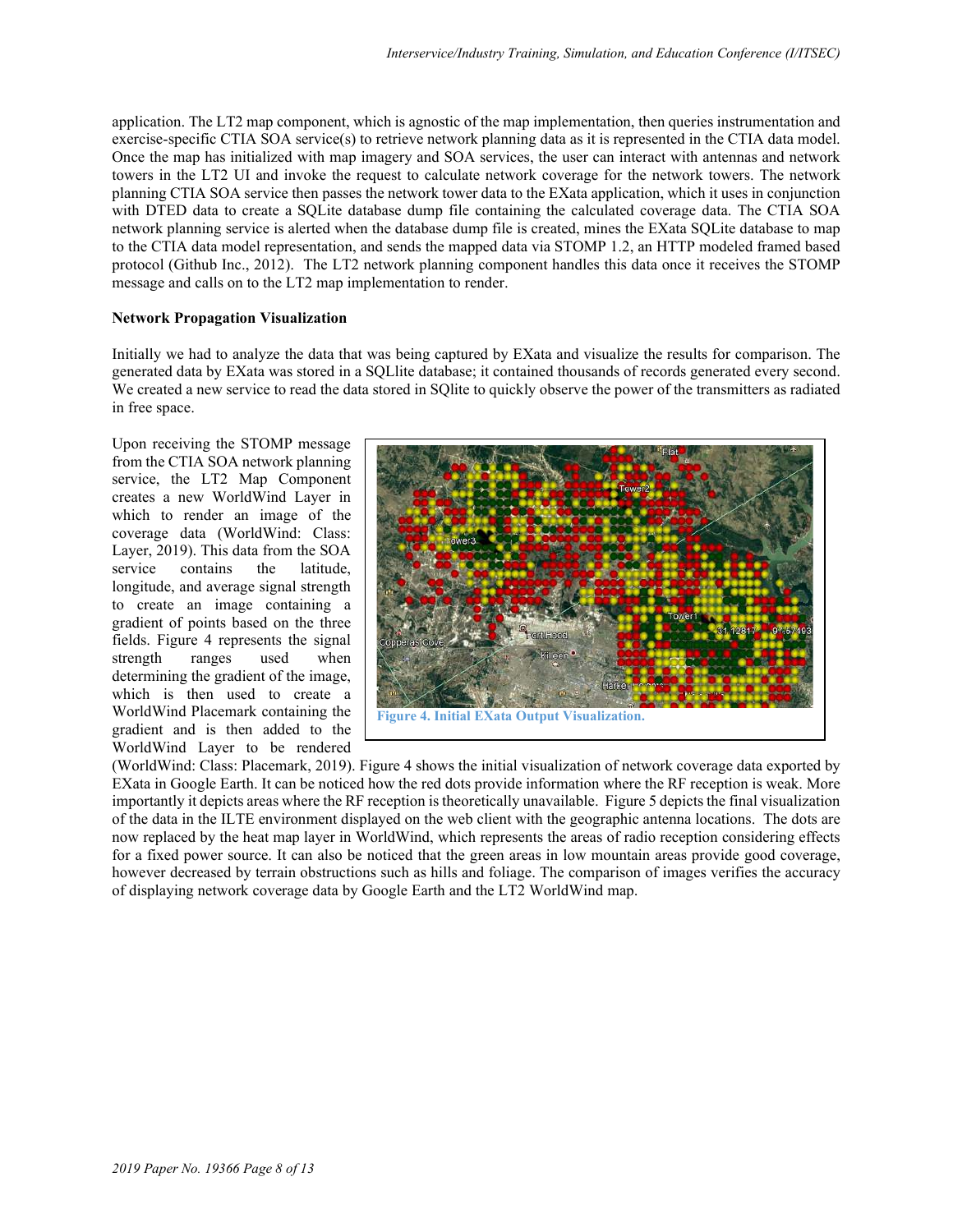application. The LT2 map component, which is agnostic of the map implementation, then queries instrumentation and exercise-specific CTIA SOA service(s) to retrieve network planning data as it is represented in the CTIA data model. Once the map has initialized with map imagery and SOA services, the user can interact with antennas and network towers in the LT2 UI and invoke the request to calculate network coverage for the network towers. The network planning CTIA SOA service then passes the network tower data to the EXata application, which it uses in conjunction with DTED data to create a SQLite database dump file containing the calculated coverage data. The CTIA SOA network planning service is alerted when the database dump file is created, mines the EXata SQLite database to map to the CTIA data model representation, and sends the mapped data via STOMP 1.2, an HTTP modeled framed based protocol (Github Inc., 2012). The LT2 network planning component handles this data once it receives the STOMP message and calls on to the LT2 map implementation to render.

**Network Propagation Visualization**

Initially we had to analyze the data that was being captured by EXata and visualize the results for comparison. The generated data by EXata was stored in a SQLlite database; it contained thousands of records generated every second. We created a new service to read the data stored in SQlite to quickly observe the power of the transmitters as radiated in free space.

Upon receiving the STOMP message from the CTIA SOA network planning service, the LT2 Map Component creates a new WorldWind Layer in which to render an image of the coverage data (WorldWind: Class: Layer, 2019). This data from the SOA service contains the latitude, longitude, and average signal strength to create an image containing a gradient of points based on the three fields. Figure 4 represents the signal strength ranges used when determining the gradient of the image, which is then used to create a WorldWind Placemark containing the gradient and is then added to the WorldWind Layer to be rendered (WorldWind: Class: Placemark, 2019). Figure 4 shows the initial visualization of network coverage data exported by EXata in Google Earth. It can be noticed how the red dots provide information where the RF reception is weak. More importantly it depicts areas where the RF reception is theoretically unavailable. Figure 5 depicts the final visualization of the data in the ILTE environment displayed on the web client with the geographic antenna locations. The dots are now replaced by the heat map layer in WorldWind, which represents the areas of radio reception considering effects for a fixed power source. It can also be noticed that the green areas in low mountain areas provide good coverage, however decreased by terrain obstructions such as hills and foliage. The comparison of images verifies the accuracy of displaying network coverage data by Google Earth and the LT2 WorldWind map.

**Figure 4. Initial EXata Output Visualization.**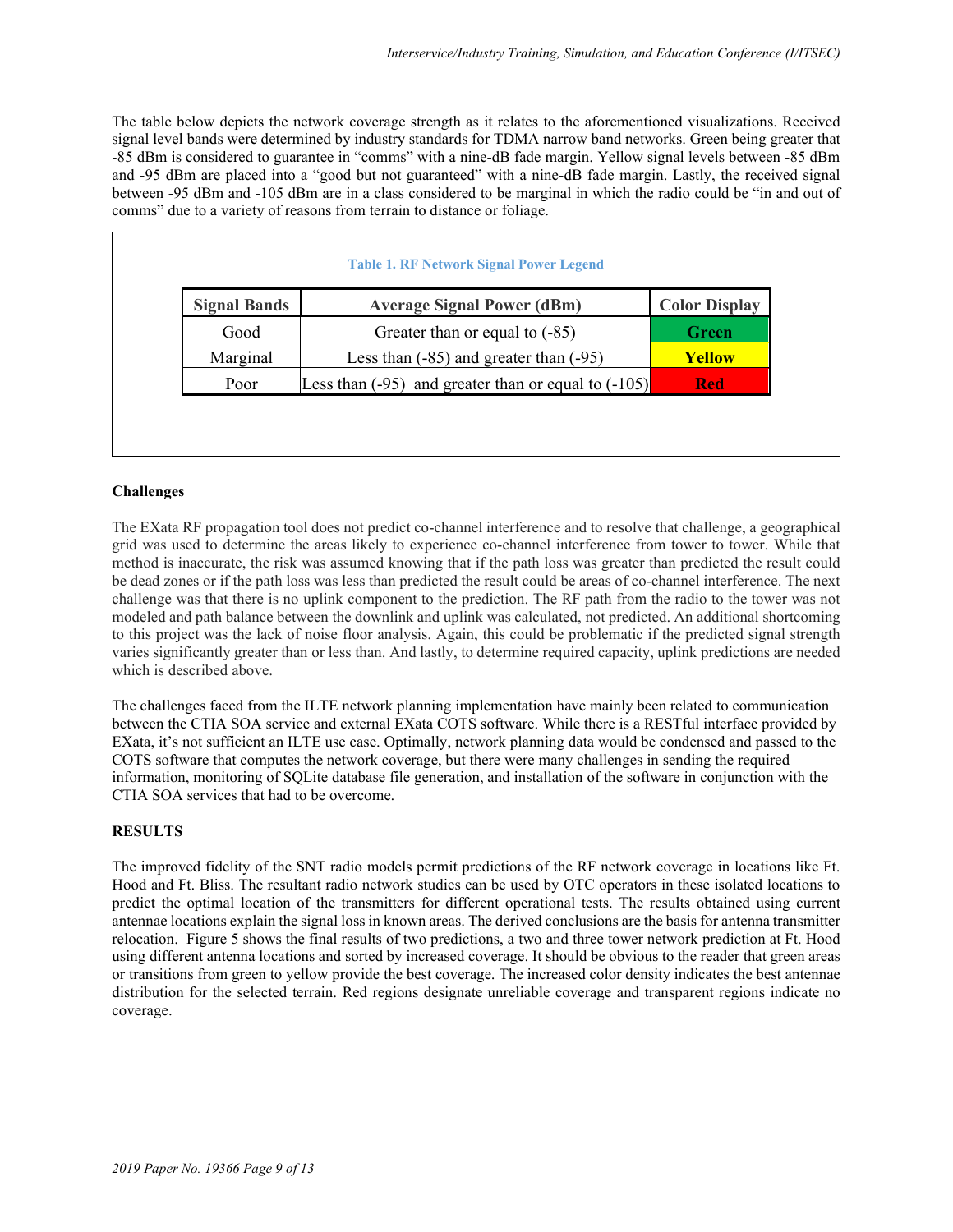The table below depicts the network coverage strength as it relates to the aforementioned visualizations. Received signal level bands were determined by industry standards for TDMA narrow band networks. Green being greater that -85 dBm is considered to guarantee in "comms" with a nine-dB fade margin. Yellow signal levels between -85 dBm and -95 dBm are placed into a "good but not guaranteed" with a nine-dB fade margin. Lastly, the received signal between -95 dBm and -105 dBm are in a class considered to be marginal in which the radio could be "in and out of comms" due to a variety of reasons from terrain to distance or foliage.

**Table 1. RF Network Signal Power Legend**

| Signal Bands | Average Signal Power (dBm) | Color Display |
|---|---|---|
| Good | Greater than or equal to (-85) | **Green** |
| Marginal | Less than (-85) and greater than (-95) | **Yellow** |
| Poor | Less than (-95) and greater than or equal to (-105) | **Red** |

**Challenges**

The EXata RF propagation tool does not predict co-channel interference and to resolve that challenge, a geographical grid was used to determine the areas likely to experience co-channel interference from tower to tower. While that method is inaccurate, the risk was assumed knowing that if the path loss was greater than predicted the result could be dead zones or if the path loss was less than predicted the result could be areas of co-channel interference. The next challenge was that there is no uplink component to the prediction. The RF path from the radio to the tower was not modeled and path balance between the downlink and uplink was calculated, not predicted. An additional shortcoming to this project was the lack of noise floor analysis. Again, this could be problematic if the predicted signal strength varies significantly greater than or less than. And lastly, to determine required capacity, uplink predictions are needed which is described above.

The challenges faced from the ILTE network planning implementation have mainly been related to communication between the CTIA SOA service and external EXata COTS software. While there is a RESTful interface provided by EXata, it's not sufficient an ILTE use case. Optimally, network planning data would be condensed and passed to the COTS software that computes the network coverage, but there were many challenges in sending the required information, monitoring of SQLite database file generation, and installation of the software in conjunction with the CTIA SOA services that had to be overcome.

**RESULTS**

The improved fidelity of the SNT radio models permit predictions of the RF network coverage in locations like Ft. Hood and Ft. Bliss. The resultant radio network studies can be used by OTC operators in these isolated locations to predict the optimal location of the transmitters for different operational tests. The results obtained using current antennae locations explain the signal loss in known areas. The derived conclusions are the basis for antenna transmitter relocation. Figure 5 shows the final results of two predictions, a two and three tower network prediction at Ft. Hood using different antenna locations and sorted by increased coverage. It should be obvious to the reader that green areas or transitions from green to yellow provide the best coverage. The increased color density indicates the best antennae distribution for the selected terrain. Red regions designate unreliable coverage and transparent regions indicate no coverage.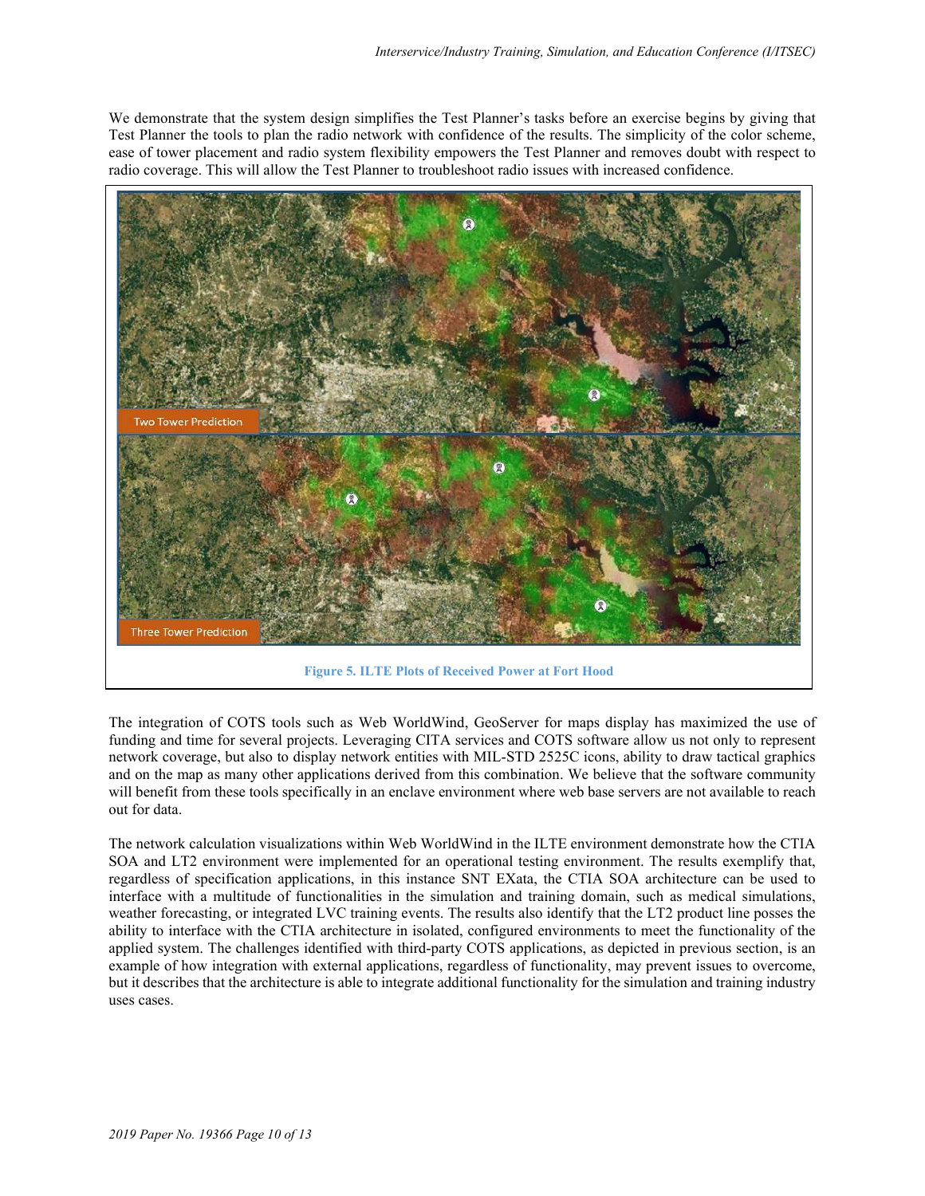We demonstrate that the system design simplifies the Test Planner's tasks before an exercise begins by giving that Test Planner the tools to plan the radio network with confidence of the results. The simplicity of the color scheme, ease of tower placement and radio system flexibility empowers the Test Planner and removes doubt with respect to radio coverage. This will allow the Test Planner to troubleshoot radio issues with increased confidence.

**Figure 5. ILTE Plots of Received Power at Fort Hood**

The integration of COTS tools such as Web WorldWind, GeoServer for maps display has maximized the use of funding and time for several projects. Leveraging CITA services and COTS software allow us not only to represent network coverage, but also to display network entities with MIL-STD 2525C icons, ability to draw tactical graphics and on the map as many other applications derived from this combination. We believe that the software community will benefit from these tools specifically in an enclave environment where web base servers are not available to reach out for data.

The network calculation visualizations within Web WorldWind in the ILTE environment demonstrate how the CTIA SOA and LT2 environment were implemented for an operational testing environment. The results exemplify that, regardless of specification applications, in this instance SNT EXata, the CTIA SOA architecture can be used to interface with a multitude of functionalities in the simulation and training domain, such as medical simulations, weather forecasting, or integrated LVC training events. The results also identify that the LT2 product line posses the ability to interface with the CTIA architecture in isolated, configured environments to meet the functionality of the applied system. The challenges identified with third-party COTS applications, as depicted in previous section, is an example of how integration with external applications, regardless of functionality, may prevent issues to overcome, but it describes that the architecture is able to integrate additional functionality for the simulation and training industry uses cases.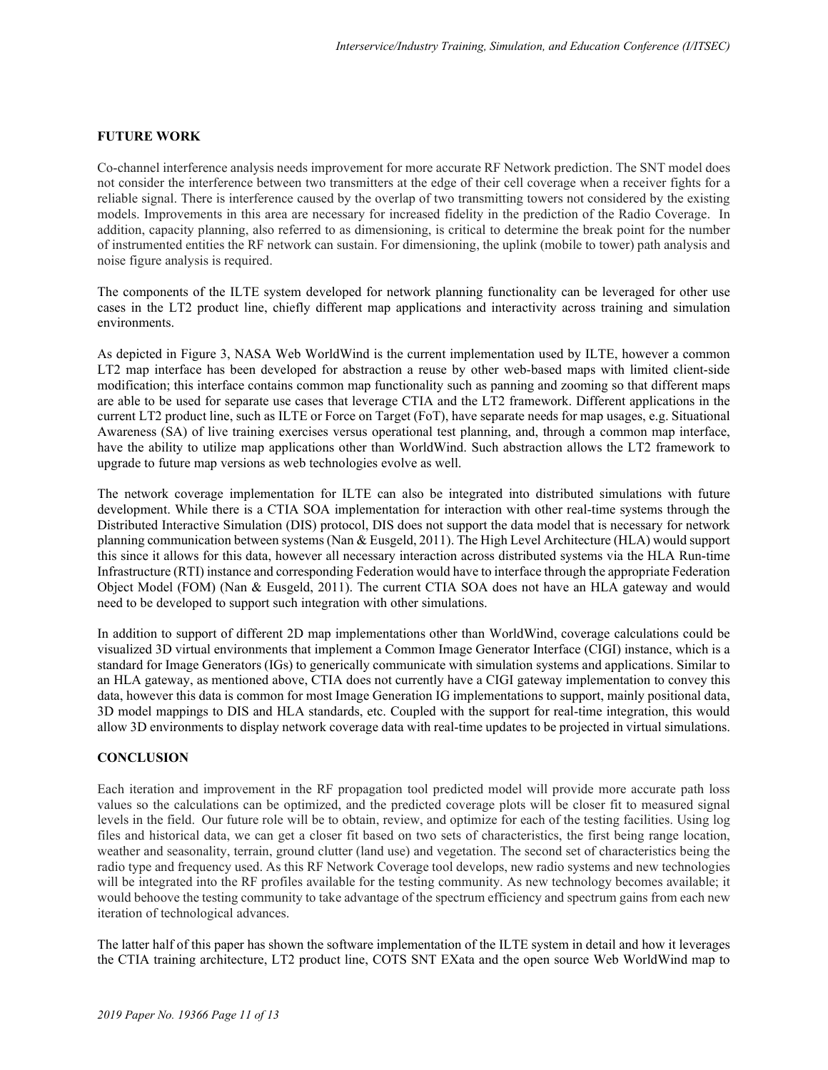## FUTURE WORK

Co-channel interference analysis needs improvement for more accurate RF Network prediction. The SNT model does not consider the interference between two transmitters at the edge of their cell coverage when a receiver fights for a reliable signal. There is interference caused by the overlap of two transmitting towers not considered by the existing models. Improvements in this area are necessary for increased fidelity in the prediction of the Radio Coverage. In addition, capacity planning, also referred to as dimensioning, is critical to determine the break point for the number of instrumented entities the RF network can sustain. For dimensioning, the uplink (mobile to tower) path analysis and noise figure analysis is required.

The components of the ILTE system developed for network planning functionality can be leveraged for other use cases in the LT2 product line, chiefly different map applications and interactivity across training and simulation environments.

As depicted in Figure 3, NASA Web WorldWind is the current implementation used by ILTE, however a common LT2 map interface has been developed for abstraction a reuse by other web-based maps with limited client-side modification; this interface contains common map functionality such as panning and zooming so that different maps are able to be used for separate use cases that leverage CTIA and the LT2 framework. Different applications in the current LT2 product line, such as ILTE or Force on Target (FoT), have separate needs for map usages, e.g. Situational Awareness (SA) of live training exercises versus operational test planning, and, through a common map interface, have the ability to utilize map applications other than WorldWind. Such abstraction allows the LT2 framework to upgrade to future map versions as web technologies evolve as well.

The network coverage implementation for ILTE can also be integrated into distributed simulations with future development. While there is a CTIA SOA implementation for interaction with other real-time systems through the Distributed Interactive Simulation (DIS) protocol, DIS does not support the data model that is necessary for network planning communication between systems (Nan & Eusgeld, 2011). The High Level Architecture (HLA) would support this since it allows for this data, however all necessary interaction across distributed systems via the HLA Run-time Infrastructure (RTI) instance and corresponding Federation would have to interface through the appropriate Federation Object Model (FOM) (Nan & Eusgeld, 2011). The current CTIA SOA does not have an HLA gateway and would need to be developed to support such integration with other simulations.

In addition to support of different 2D map implementations other than WorldWind, coverage calculations could be visualized 3D virtual environments that implement a Common Image Generator Interface (CIGI) instance, which is a standard for Image Generators (IGs) to generically communicate with simulation systems and applications. Similar to an HLA gateway, as mentioned above, CTIA does not currently have a CIGI gateway implementation to convey this data, however this data is common for most Image Generation IG implementations to support, mainly positional data, 3D model mappings to DIS and HLA standards, etc. Coupled with the support for real-time integration, this would allow 3D environments to display network coverage data with real-time updates to be projected in virtual simulations.

## CONCLUSION

Each iteration and improvement in the RF propagation tool predicted model will provide more accurate path loss values so the calculations can be optimized, and the predicted coverage plots will be closer fit to measured signal levels in the field. Our future role will be to obtain, review, and optimize for each of the testing facilities. Using log files and historical data, we can get a closer fit based on two sets of characteristics, the first being range location, weather and seasonality, terrain, ground clutter (land use) and vegetation. The second set of characteristics being the radio type and frequency used. As this RF Network Coverage tool develops, new radio systems and new technologies will be integrated into the RF profiles available for the testing community. As new technology becomes available; it would behoove the testing community to take advantage of the spectrum efficiency and spectrum gains from each new iteration of technological advances.

The latter half of this paper has shown the software implementation of the ILTE system in detail and how it leverages the CTIA training architecture, LT2 product line, COTS SNT EXata and the open source Web WorldWind map to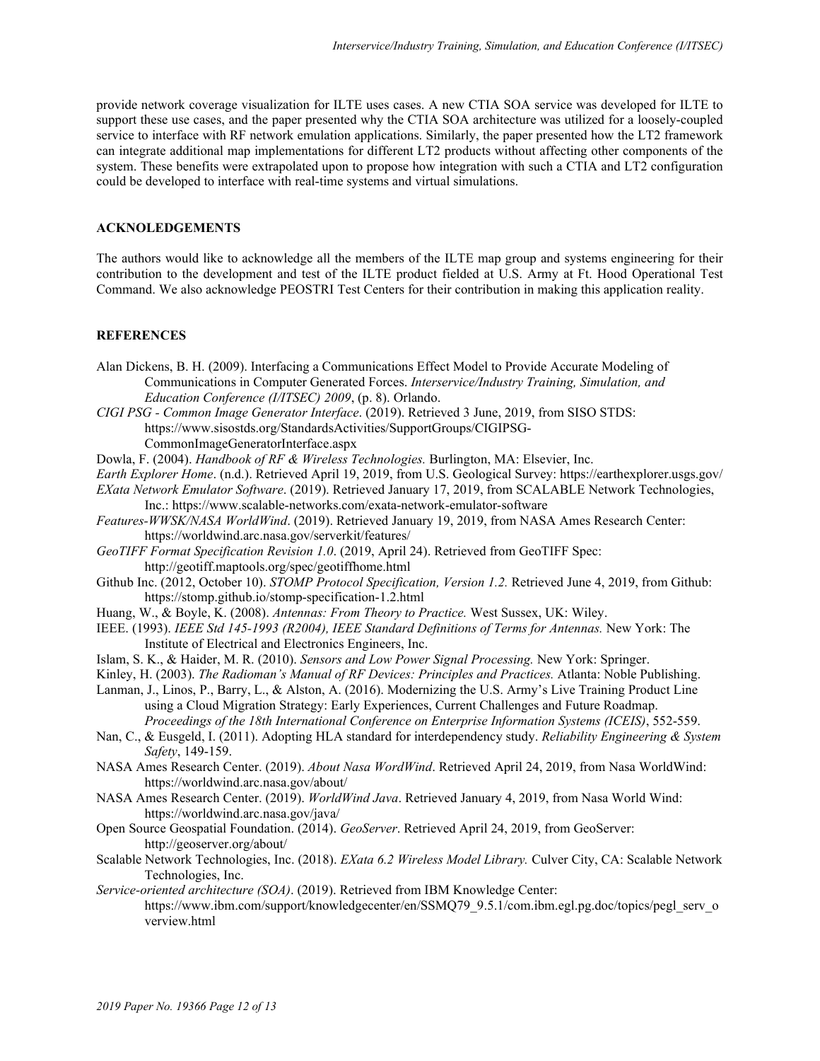provide network coverage visualization for ILTE uses cases. A new CTIA SOA service was developed for ILTE to support these use cases, and the paper presented why the CTIA SOA architecture was utilized for a loosely-coupled service to interface with RF network emulation applications. Similarly, the paper presented how the LT2 framework can integrate additional map implementations for different LT2 products without affecting other components of the system. These benefits were extrapolated upon to propose how integration with such a CTIA and LT2 configuration could be developed to interface with real-time systems and virtual simulations.

## ACKNOLEDGEMENTS

The authors would like to acknowledge all the members of the ILTE map group and systems engineering for their contribution to the development and test of the ILTE product fielded at U.S. Army at Ft. Hood Operational Test Command. We also acknowledge PEOSTRI Test Centers for their contribution in making this application reality.

## REFERENCES

Alan Dickens, B. H. (2009). Interfacing a Communications Effect Model to Provide Accurate Modeling of Communications in Computer Generated Forces. *Interservice/Industry Training, Simulation, and Education Conference (I/ITSEC) 2009*, (p. 8). Orlando.

*CIGI PSG - Common Image Generator Interface*. (2019). Retrieved 3 June, 2019, from SISO STDS: https://www.sisostds.org/StandardsActivities/SupportGroups/CIGIPSG-CommonImageGeneratorInterface.aspx

Dowla, F. (2004). *Handbook of RF & Wireless Technologies.* Burlington, MA: Elsevier, Inc.

*Earth Explorer Home*. (n.d.). Retrieved April 19, 2019, from U.S. Geological Survey: https://earthexplorer.usgs.gov/

*EXata Network Emulator Software*. (2019). Retrieved January 17, 2019, from SCALABLE Network Technologies, Inc.: https://www.scalable-networks.com/exata-network-emulator-software

*Features-WWSK/NASA WorldWind*. (2019). Retrieved January 19, 2019, from NASA Ames Research Center: https://worldwind.arc.nasa.gov/serverkit/features/

*GeoTIFF Format Specification Revision 1.0*. (2019, April 24). Retrieved from GeoTIFF Spec: http://geotiff.maptools.org/spec/geotiffhome.html

Github Inc. (2012, October 10). *STOMP Protocol Specification, Version 1.2.* Retrieved June 4, 2019, from Github: https://stomp.github.io/stomp-specification-1.2.html

Huang, W., & Boyle, K. (2008). *Antennas: From Theory to Practice.* West Sussex, UK: Wiley.

IEEE. (1993). *IEEE Std 145-1993 (R2004), IEEE Standard Definitions of Terms for Antennas.* New York: The Institute of Electrical and Electronics Engineers, Inc.

Islam, S. K., & Haider, M. R. (2010). *Sensors and Low Power Signal Processing.* New York: Springer.

Kinley, H. (2003). *The Radioman's Manual of RF Devices: Principles and Practices.* Atlanta: Noble Publishing.

Lanman, J., Linos, P., Barry, L., & Alston, A. (2016). Modernizing the U.S. Army's Live Training Product Line using a Cloud Migration Strategy: Early Experiences, Current Challenges and Future Roadmap. *Proceedings of the 18th International Conference on Enterprise Information Systems (ICEIS)*, 552-559.

Nan, C., & Eusgeld, I. (2011). Adopting HLA standard for interdependency study. *Reliability Engineering & System Safety*, 149-159.

NASA Ames Research Center. (2019). *About Nasa WordWind*. Retrieved April 24, 2019, from Nasa WorldWind: https://worldwind.arc.nasa.gov/about/

NASA Ames Research Center. (2019). *WorldWind Java*. Retrieved January 4, 2019, from Nasa World Wind: https://worldwind.arc.nasa.gov/java/

Open Source Geospatial Foundation. (2014). *GeoServer*. Retrieved April 24, 2019, from GeoServer: http://geoserver.org/about/

Scalable Network Technologies, Inc. (2018). *EXata 6.2 Wireless Model Library.* Culver City, CA: Scalable Network Technologies, Inc.

*Service-oriented architecture (SOA)*. (2019). Retrieved from IBM Knowledge Center: https://www.ibm.com/support/knowledgecenter/en/SSMQ79_9.5.1/com.ibm.egl.pg.doc/topics/pegl_serv_overview.html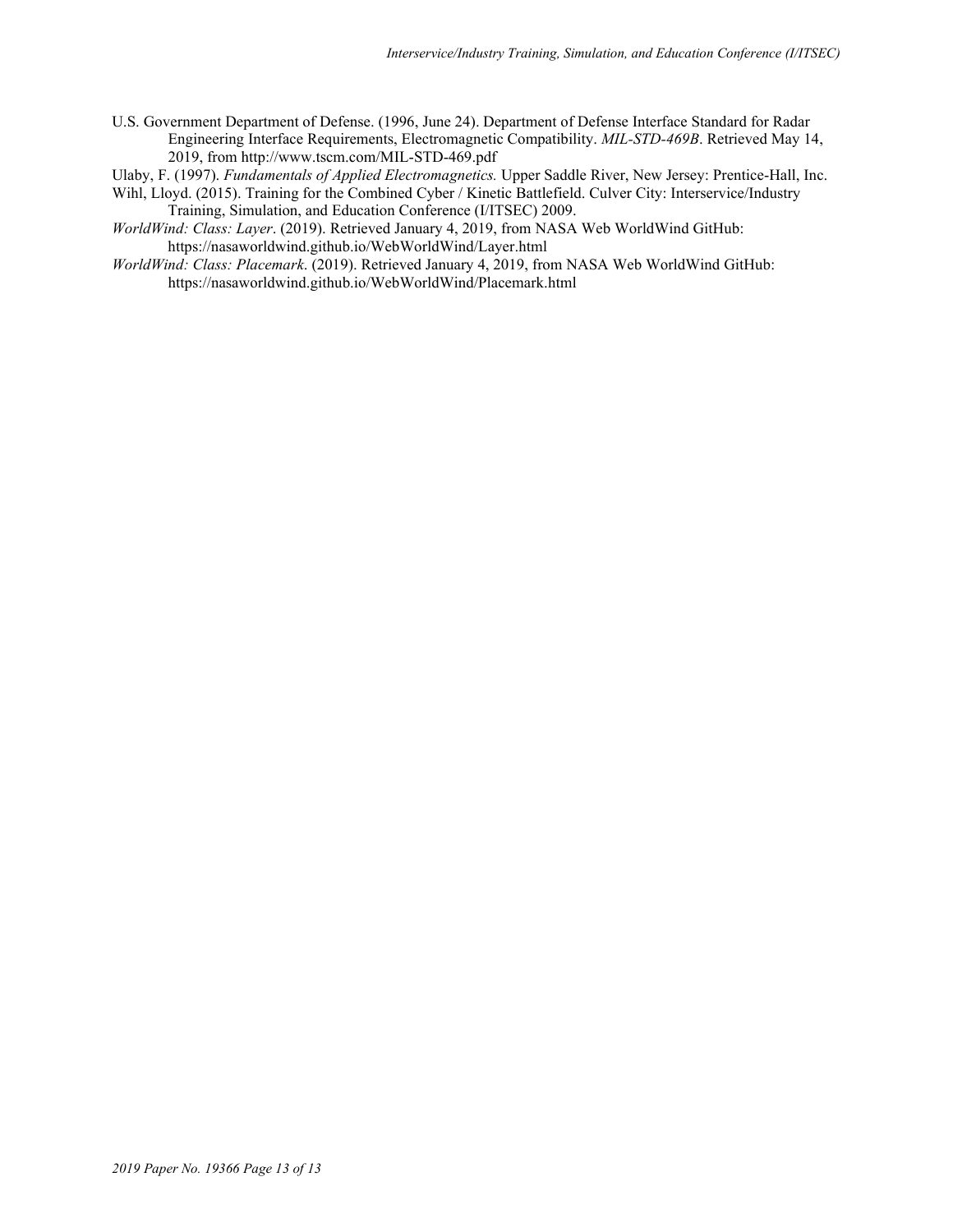U.S. Government Department of Defense. (1996, June 24). Department of Defense Interface Standard for Radar Engineering Interface Requirements, Electromagnetic Compatibility. *MIL-STD-469B*. Retrieved May 14, 2019, from http://www.tscm.com/MIL-STD-469.pdf

Ulaby, F. (1997). *Fundamentals of Applied Electromagnetics.* Upper Saddle River, New Jersey: Prentice-Hall, Inc.

Wihl, Lloyd. (2015). Training for the Combined Cyber / Kinetic Battlefield. Culver City: Interservice/Industry Training, Simulation, and Education Conference (I/ITSEC) 2009.

*WorldWind: Class: Layer*. (2019). Retrieved January 4, 2019, from NASA Web WorldWind GitHub: https://nasaworldwind.github.io/WebWorldWind/Layer.html

*WorldWind: Class: Placemark*. (2019). Retrieved January 4, 2019, from NASA Web WorldWind GitHub: https://nasaworldwind.github.io/WebWorldWind/Placemark.html